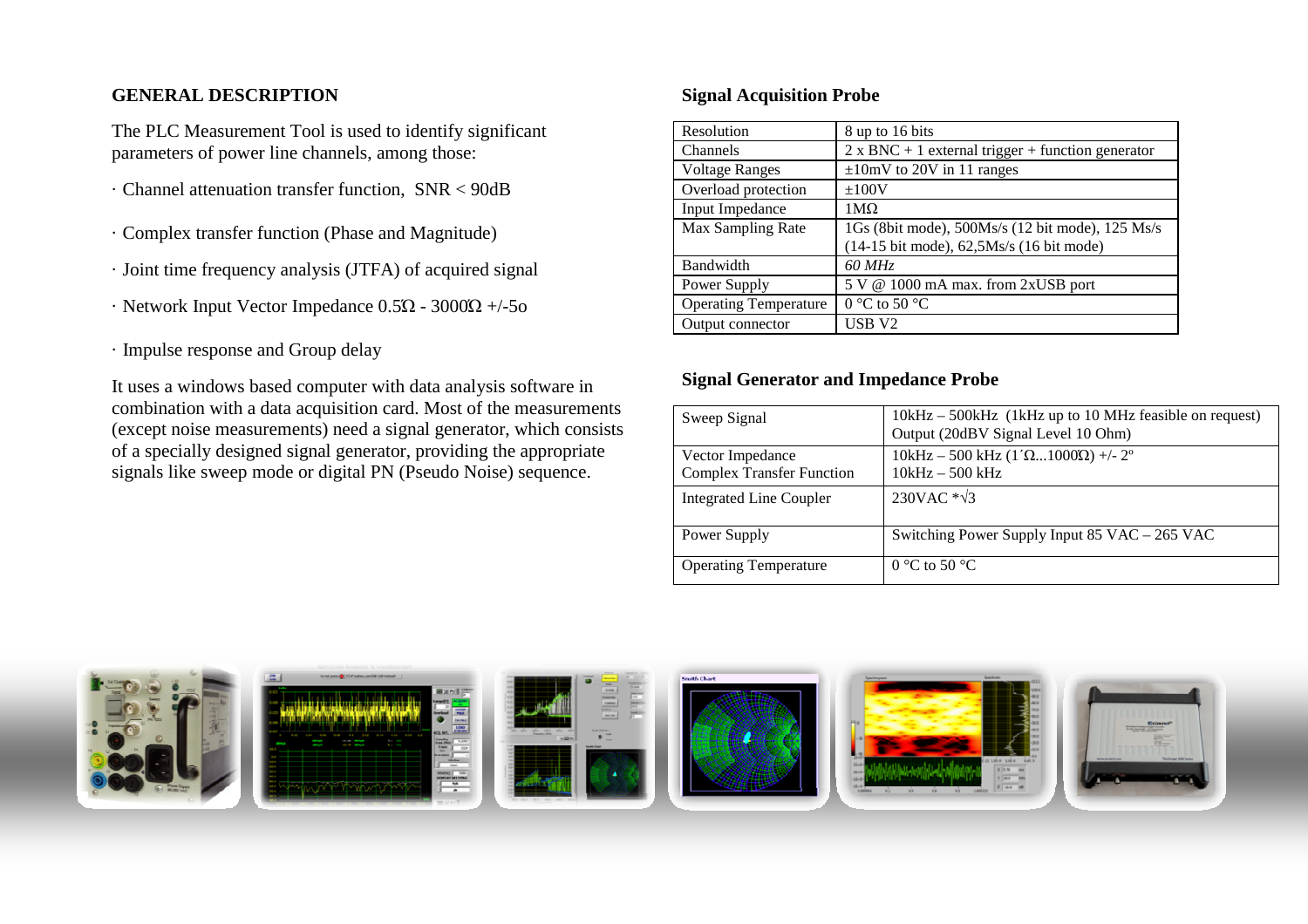## GENERAL DESCRIPTION

The PLC Measurement Tool is used to identify significant parameters of power line channels, among those:

· Channel attenuation transfer function,  SNR < 90dB

· Complex transfer function (Phase and Magnitude)

· Joint time frequency analysis (JTFA) of acquired signal

· Network Input Vector Impedance 0.5Ω - 3000Ω +/-5o

· Impulse response and Group delay

It uses a windows based computer with data analysis software in combination with a data acquisition card. Most of the measurements (except noise measurements) need a signal generator, which consists of a specially designed signal generator, providing the appropriate signals like sweep mode or digital PN (Pseudo Noise) sequence.

## Signal Acquisition Probe

| | |
|---|---|
| Resolution | 8 up to 16 bits |
| Channels | 2 x BNC + 1 external trigger + function generator |
| Voltage Ranges | ±10mV to 20V in 11 ranges |
| Overload protection | ±100V |
| Input Impedance | 1MΩ |
| Max Sampling Rate | 1Gs (8bit mode), 500Ms/s (12 bit mode), 125 Ms/s (14-15 bit mode), 62,5Ms/s (16 bit mode) |
| Bandwidth | *60 MHz* |
| Power Supply | 5 V @ 1000 mA max. from 2xUSB port |
| Operating Temperature | 0 °C to 50 °C |
| Output connector | USB V2 |

## Signal Generator and Impedance Probe

| | |
|---|---|
| Sweep Signal | 10kHz – 500kHz (1kHz up to 10 MHz feasible on request)<br>Output (20dBV Signal Level 10 Ohm) |
| Vector Impedance<br>Complex Transfer Function | 10kHz – 500 kHz (1´Ω...1000Ω) +/- 2º<br>10kHz – 500 kHz |
| Integrated Line Coupler | 230VAC *√3 |
| Power Supply | Switching Power Supply Input 85 VAC – 265 VAC |
| Operating Temperature | 0 °C to 50 °C |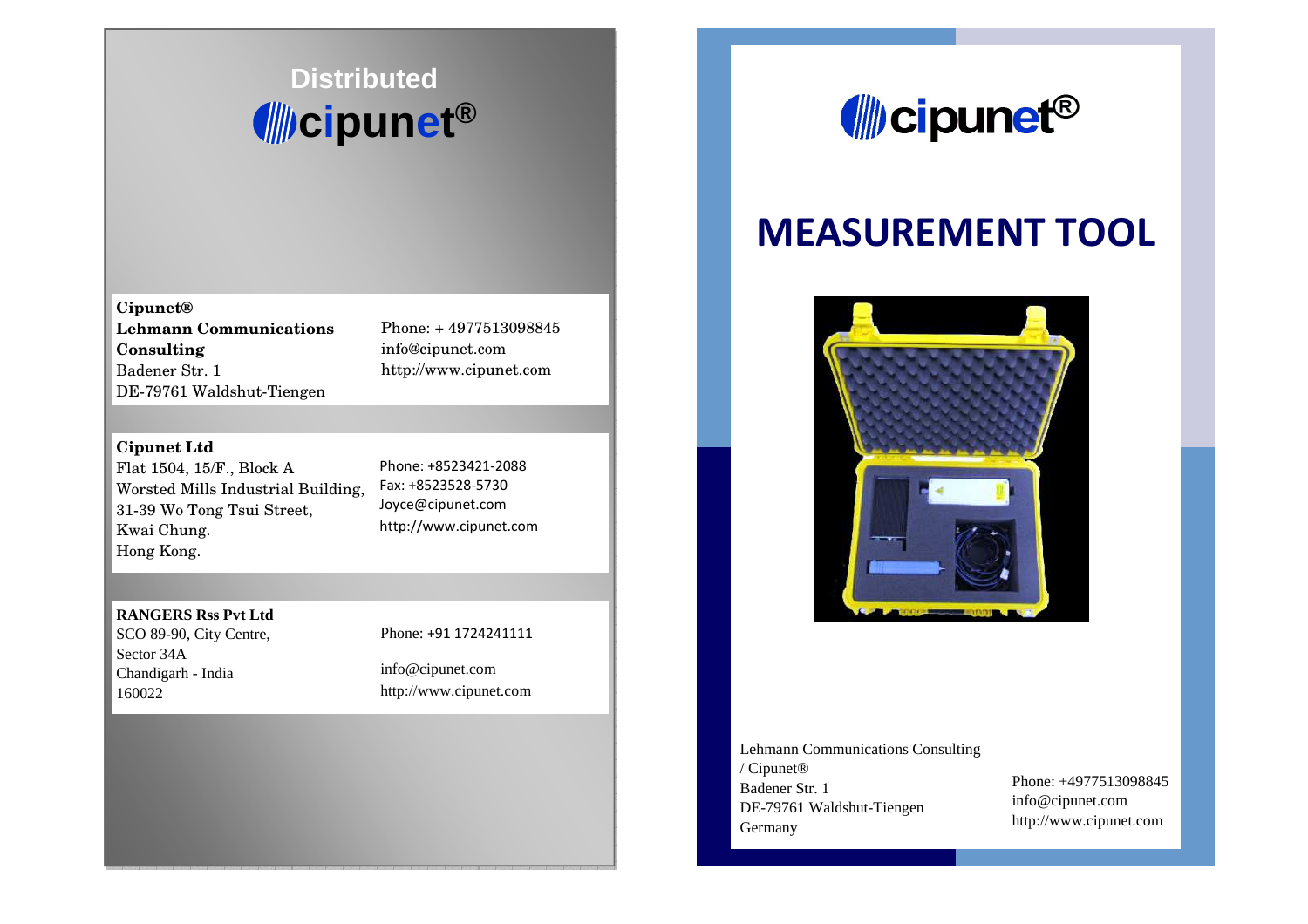# Distributed cipunet®

**Cipunet®**
**Lehmann Communications Consulting**
Badener Str. 1
DE-79761 Waldshut-Tiengen

Phone: + 4977513098845
info@cipunet.com
http://www.cipunet.com

**Cipunet Ltd**
Flat 1504, 15/F., Block A
Worsted Mills Industrial Building,
31-39 Wo Tong Tsui Street,
Kwai Chung.
Hong Kong.

Phone: +8523421-2088
Fax: +8523528-5730
Joyce@cipunet.com
http://www.cipunet.com

**RANGERS Rss Pvt Ltd**
SCO 89-90, City Centre,
Sector 34A
Chandigarh - India
160022

Phone: +91 1724241111

info@cipunet.com
http://www.cipunet.com

# cipunet®

# MEASUREMENT TOOL

Lehmann Communications Consulting
/ Cipunet®
Badener Str. 1
DE-79761 Waldshut-Tiengen
Germany

Phone: +4977513098845
info@cipunet.com
http://www.cipunet.com